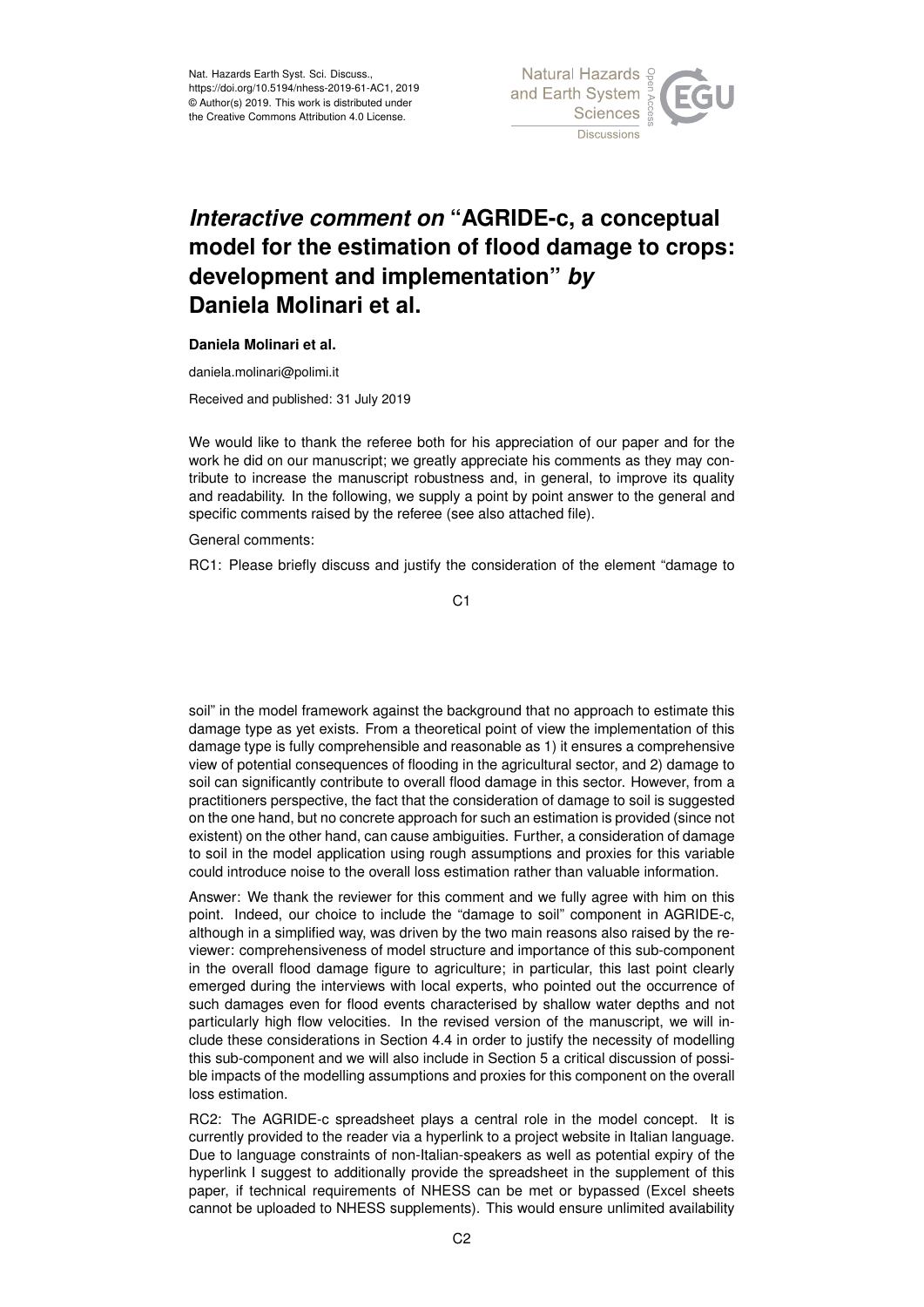# *Interactive comment on* "AGRIDE-c, a conceptual model for the estimation of flood damage to crops: development and implementation" *by* Daniela Molinari et al.

**Daniela Molinari et al.**

daniela.molinari@polimi.it

Received and published: 31 July 2019

We would like to thank the referee both for his appreciation of our paper and for the work he did on our manuscript; we greatly appreciate his comments as they may contribute to increase the manuscript robustness and, in general, to improve its quality and readability. In the following, we supply a point by point answer to the general and specific comments raised by the referee (see also attached file).

General comments:

RC1: Please briefly discuss and justify the consideration of the element "damage to soil" in the model framework against the background that no approach to estimate this damage type as yet exists. From a theoretical point of view the implementation of this damage type is fully comprehensible and reasonable as 1) it ensures a comprehensive view of potential consequences of flooding in the agricultural sector, and 2) damage to soil can significantly contribute to overall flood damage in this sector. However, from a practitioners perspective, the fact that the consideration of damage to soil is suggested on the one hand, but no concrete approach for such an estimation is provided (since not existent) on the other hand, can cause ambiguities. Further, a consideration of damage to soil in the model application using rough assumptions and proxies for this variable could introduce noise to the overall loss estimation rather than valuable information.

Answer: We thank the reviewer for this comment and we fully agree with him on this point. Indeed, our choice to include the "damage to soil" component in AGRIDE-c, although in a simplified way, was driven by the two main reasons also raised by the reviewer: comprehensiveness of model structure and importance of this sub-component in the overall flood damage figure to agriculture; in particular, this last point clearly emerged during the interviews with local experts, who pointed out the occurrence of such damages even for flood events characterised by shallow water depths and not particularly high flow velocities. In the revised version of the manuscript, we will include these considerations in Section 4.4 in order to justify the necessity of modelling this sub-component and we will also include in Section 5 a critical discussion of possible impacts of the modelling assumptions and proxies for this component on the overall loss estimation.

RC2: The AGRIDE-c spreadsheet plays a central role in the model concept. It is currently provided to the reader via a hyperlink to a project website in Italian language. Due to language constraints of non-Italian-speakers as well as potential expiry of the hyperlink I suggest to additionally provide the spreadsheet in the supplement of this paper, if technical requirements of NHESS can be met or bypassed (Excel sheets cannot be uploaded to NHESS supplements). This would ensure unlimited availability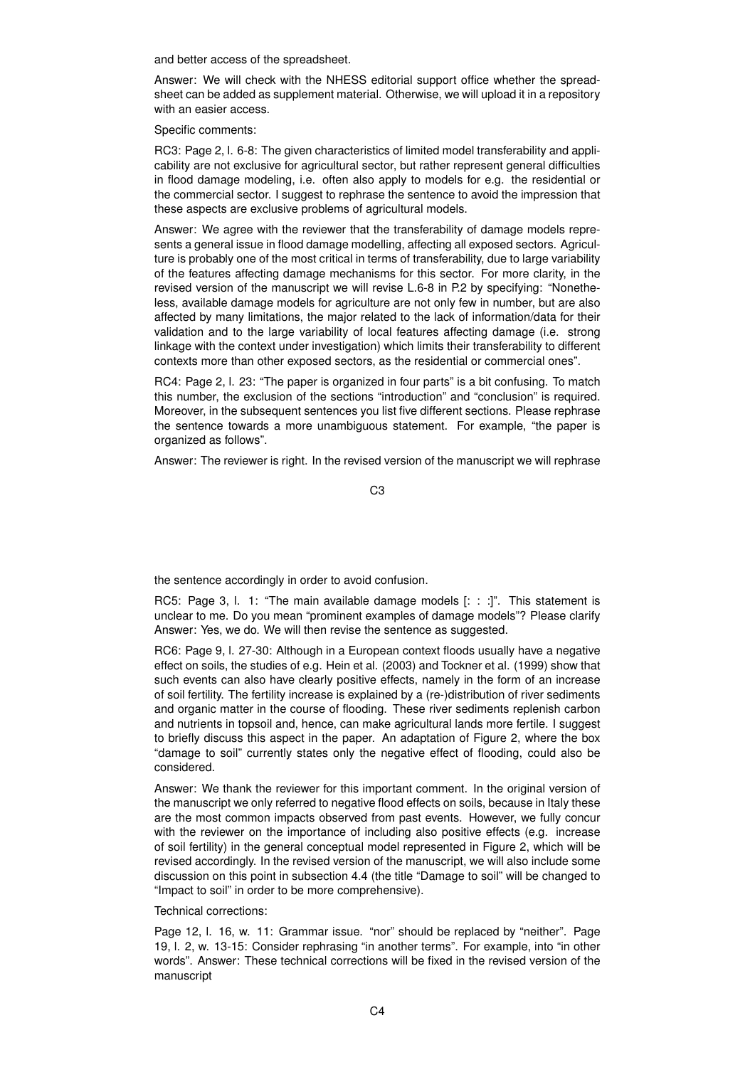and better access of the spreadsheet.

Answer: We will check with the NHESS editorial support office whether the spreadsheet can be added as supplement material. Otherwise, we will upload it in a repository with an easier access.

Specific comments:

RC3: Page 2, l. 6-8: The given characteristics of limited model transferability and applicability are not exclusive for agricultural sector, but rather represent general difficulties in flood damage modeling, i.e. often also apply to models for e.g. the residential or the commercial sector. I suggest to rephrase the sentence to avoid the impression that these aspects are exclusive problems of agricultural models.

Answer: We agree with the reviewer that the transferability of damage models represents a general issue in flood damage modelling, affecting all exposed sectors. Agriculture is probably one of the most critical in terms of transferability, due to large variability of the features affecting damage mechanisms for this sector. For more clarity, in the revised version of the manuscript we will revise L.6-8 in P.2 by specifying: "Nonetheless, available damage models for agriculture are not only few in number, but are also affected by many limitations, the major related to the lack of information/data for their validation and to the large variability of local features affecting damage (i.e. strong linkage with the context under investigation) which limits their transferability to different contexts more than other exposed sectors, as the residential or commercial ones".

RC4: Page 2, l. 23: "The paper is organized in four parts" is a bit confusing. To match this number, the exclusion of the sections "introduction" and "conclusion" is required. Moreover, in the subsequent sentences you list five different sections. Please rephrase the sentence towards a more unambiguous statement. For example, "the paper is organized as follows".

Answer: The reviewer is right. In the revised version of the manuscript we will rephrase the sentence accordingly in order to avoid confusion.

RC5: Page 3, l. 1: "The main available damage models [: : :]". This statement is unclear to me. Do you mean "prominent examples of damage models"? Please clarify
Answer: Yes, we do. We will then revise the sentence as suggested.

RC6: Page 9, l. 27-30: Although in a European context floods usually have a negative effect on soils, the studies of e.g. Hein et al. (2003) and Tockner et al. (1999) show that such events can also have clearly positive effects, namely in the form of an increase of soil fertility. The fertility increase is explained by a (re-)distribution of river sediments and organic matter in the course of flooding. These river sediments replenish carbon and nutrients in topsoil and, hence, can make agricultural lands more fertile. I suggest to briefly discuss this aspect in the paper. An adaptation of Figure 2, where the box "damage to soil" currently states only the negative effect of flooding, could also be considered.

Answer: We thank the reviewer for this important comment. In the original version of the manuscript we only referred to negative flood effects on soils, because in Italy these are the most common impacts observed from past events. However, we fully concur with the reviewer on the importance of including also positive effects (e.g. increase of soil fertility) in the general conceptual model represented in Figure 2, which will be revised accordingly. In the revised version of the manuscript, we will also include some discussion on this point in subsection 4.4 (the title "Damage to soil" will be changed to "Impact to soil" in order to be more comprehensive).

Technical corrections:

Page 12, l. 16, w. 11: Grammar issue. "nor" should be replaced by "neither". Page 19, l. 2, w. 13-15: Consider rephrasing "in another terms". For example, into "in other words". Answer: These technical corrections will be fixed in the revised version of the manuscript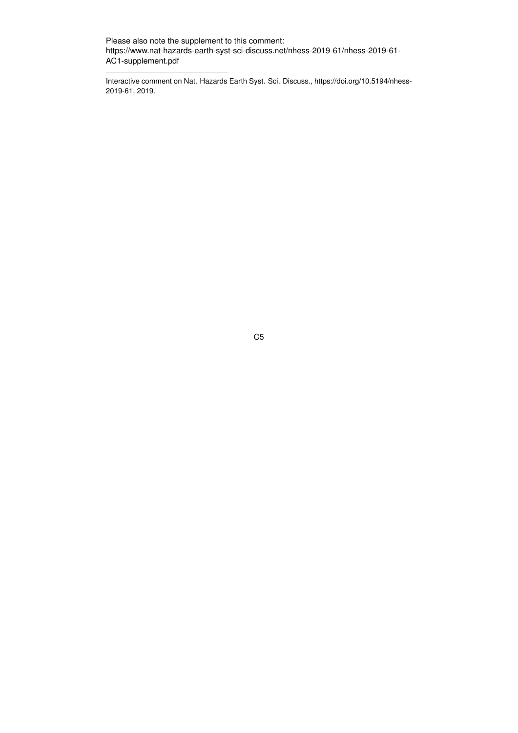Please also note the supplement to this comment:
https://www.nat-hazards-earth-syst-sci-discuss.net/nhess-2019-61/nhess-2019-61-AC1-supplement.pdf

---

Interactive comment on Nat. Hazards Earth Syst. Sci. Discuss., https://doi.org/10.5194/nhess-2019-61, 2019.